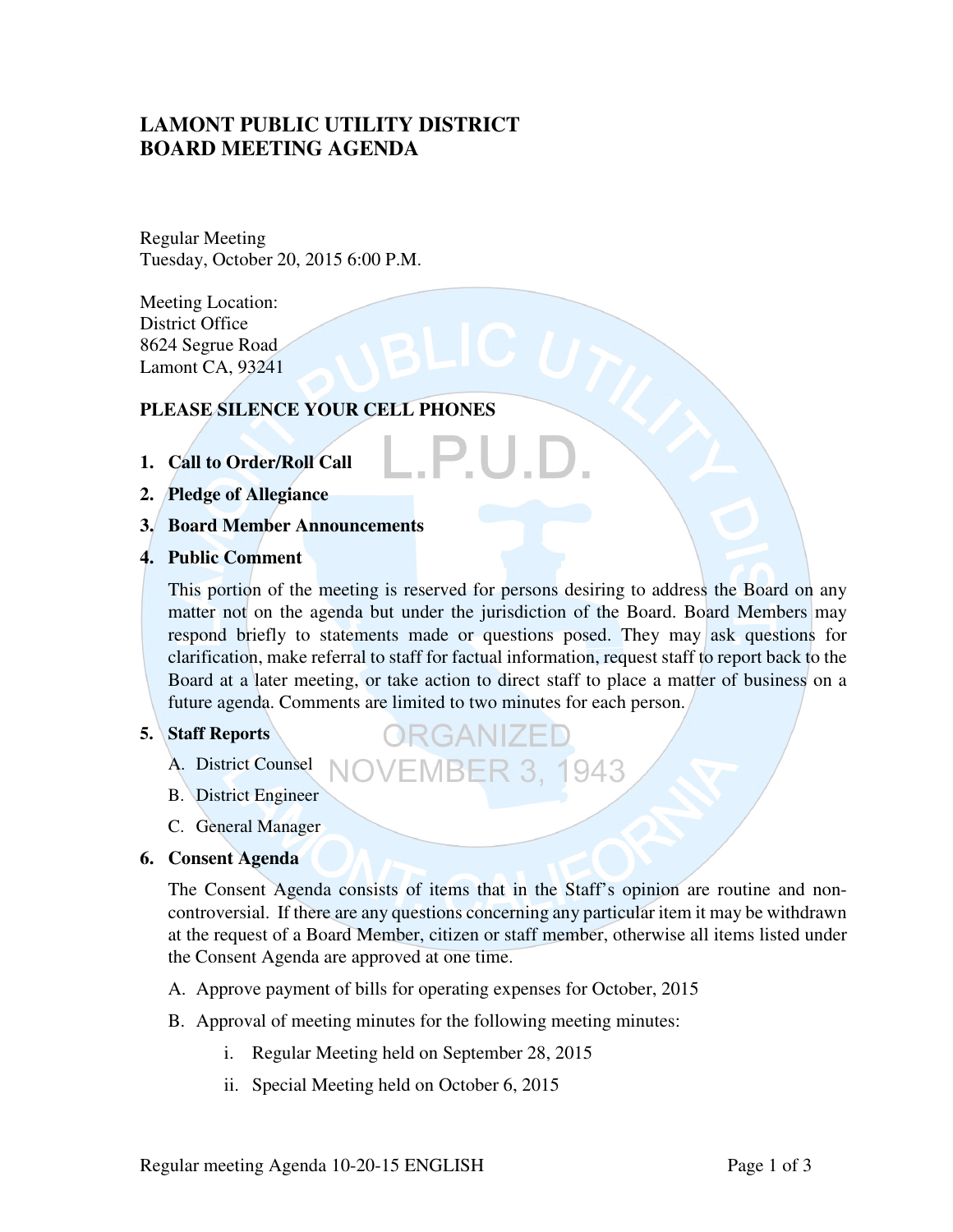# LAMONT PUBLIC UTILITY DISTRICT
# BOARD MEETING AGENDA

Regular Meeting
Tuesday, October 20, 2015 6:00 P.M.

Meeting Location:
District Office
8624 Segrue Road
Lamont CA, 93241

**PLEASE SILENCE YOUR CELL PHONES**

1. **Call to Order/Roll Call**
2. **Pledge of Allegiance**
3. **Board Member Announcements**
4. **Public Comment**

   This portion of the meeting is reserved for persons desiring to address the Board on any matter not on the agenda but under the jurisdiction of the Board. Board Members may respond briefly to statements made or questions posed. They may ask questions for clarification, make referral to staff for factual information, request staff to report back to the Board at a later meeting, or take action to direct staff to place a matter of business on a future agenda. Comments are limited to two minutes for each person.

5. **Staff Reports**
   A. District Counsel
   B. District Engineer
   C. General Manager

6. **Consent Agenda**

   The Consent Agenda consists of items that in the Staff's opinion are routine and non-controversial. If there are any questions concerning any particular item it may be withdrawn at the request of a Board Member, citizen or staff member, otherwise all items listed under the Consent Agenda are approved at one time.

   A. Approve payment of bills for operating expenses for October, 2015
   B. Approval of meeting minutes for the following meeting minutes:
      i. Regular Meeting held on September 28, 2015
      ii. Special Meeting held on October 6, 2015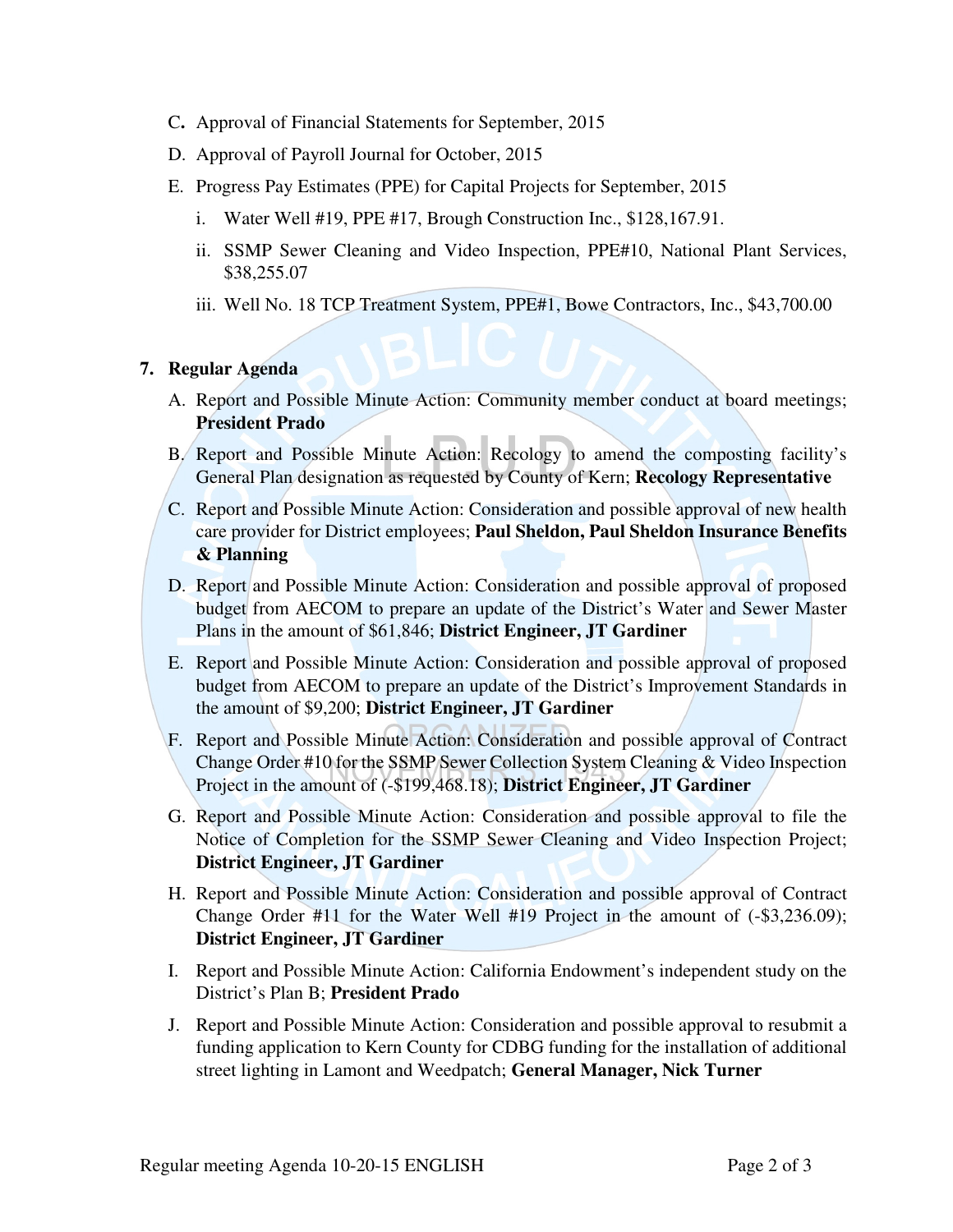C. Approval of Financial Statements for September, 2015

D. Approval of Payroll Journal for October, 2015

E. Progress Pay Estimates (PPE) for Capital Projects for September, 2015

   i. Water Well #19, PPE #17, Brough Construction Inc., $128,167.91.

   ii. SSMP Sewer Cleaning and Video Inspection, PPE#10, National Plant Services, $38,255.07

   iii. Well No. 18 TCP Treatment System, PPE#1, Bowe Contractors, Inc., $43,700.00

**7. Regular Agenda**

A. Report and Possible Minute Action: Community member conduct at board meetings; **President Prado**

B. Report and Possible Minute Action: Recology to amend the composting facility's General Plan designation as requested by County of Kern; **Recology Representative**

C. Report and Possible Minute Action: Consideration and possible approval of new health care provider for District employees; **Paul Sheldon, Paul Sheldon Insurance Benefits & Planning**

D. Report and Possible Minute Action: Consideration and possible approval of proposed budget from AECOM to prepare an update of the District's Water and Sewer Master Plans in the amount of $61,846; **District Engineer, JT Gardiner**

E. Report and Possible Minute Action: Consideration and possible approval of proposed budget from AECOM to prepare an update of the District's Improvement Standards in the amount of $9,200; **District Engineer, JT Gardiner**

F. Report and Possible Minute Action: Consideration and possible approval of Contract Change Order #10 for the SSMP Sewer Collection System Cleaning & Video Inspection Project in the amount of (-$199,468.18); **District Engineer, JT Gardiner**

G. Report and Possible Minute Action: Consideration and possible approval to file the Notice of Completion for the SSMP Sewer Cleaning and Video Inspection Project; **District Engineer, JT Gardiner**

H. Report and Possible Minute Action: Consideration and possible approval of Contract Change Order #11 for the Water Well #19 Project in the amount of (-$3,236.09); **District Engineer, JT Gardiner**

I. Report and Possible Minute Action: California Endowment's independent study on the District's Plan B; **President Prado**

J. Report and Possible Minute Action: Consideration and possible approval to resubmit a funding application to Kern County for CDBG funding for the installation of additional street lighting in Lamont and Weedpatch; **General Manager, Nick Turner**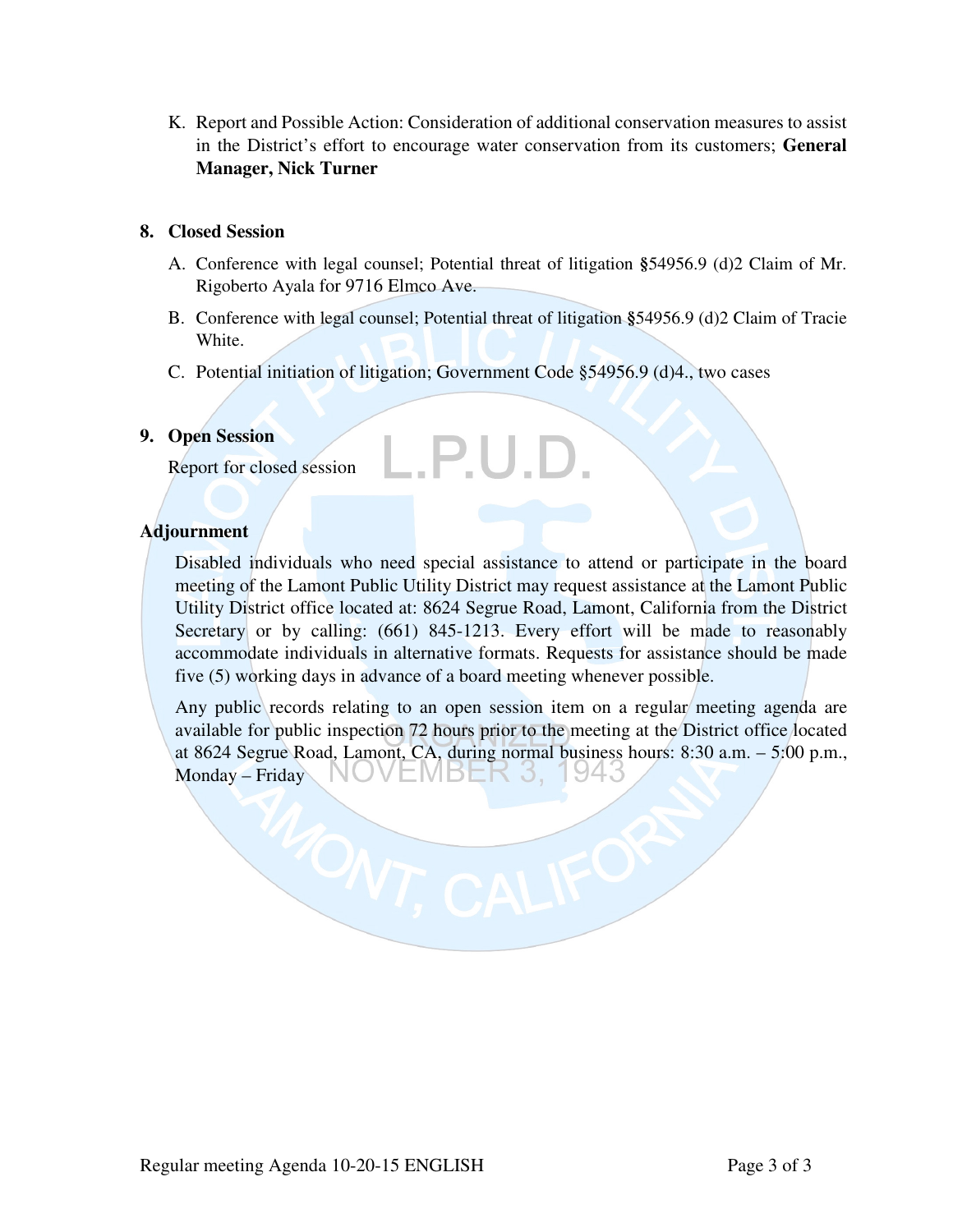K. Report and Possible Action: Consideration of additional conservation measures to assist in the District's effort to encourage water conservation from its customers; **General Manager, Nick Turner**

**8. Closed Session**

A. Conference with legal counsel; Potential threat of litigation §54956.9 (d)2 Claim of Mr. Rigoberto Ayala for 9716 Elmco Ave.

B. Conference with legal counsel; Potential threat of litigation §54956.9 (d)2 Claim of Tracie White.

C. Potential initiation of litigation; Government Code §54956.9 (d)4., two cases

**9. Open Session**

Report for closed session

**Adjournment**

Disabled individuals who need special assistance to attend or participate in the board meeting of the Lamont Public Utility District may request assistance at the Lamont Public Utility District office located at: 8624 Segrue Road, Lamont, California from the District Secretary or by calling: (661) 845-1213. Every effort will be made to reasonably accommodate individuals in alternative formats. Requests for assistance should be made five (5) working days in advance of a board meeting whenever possible.

Any public records relating to an open session item on a regular meeting agenda are available for public inspection 72 hours prior to the meeting at the District office located at 8624 Segrue Road, Lamont, CA, during normal business hours: 8:30 a.m. – 5:00 p.m., Monday – Friday